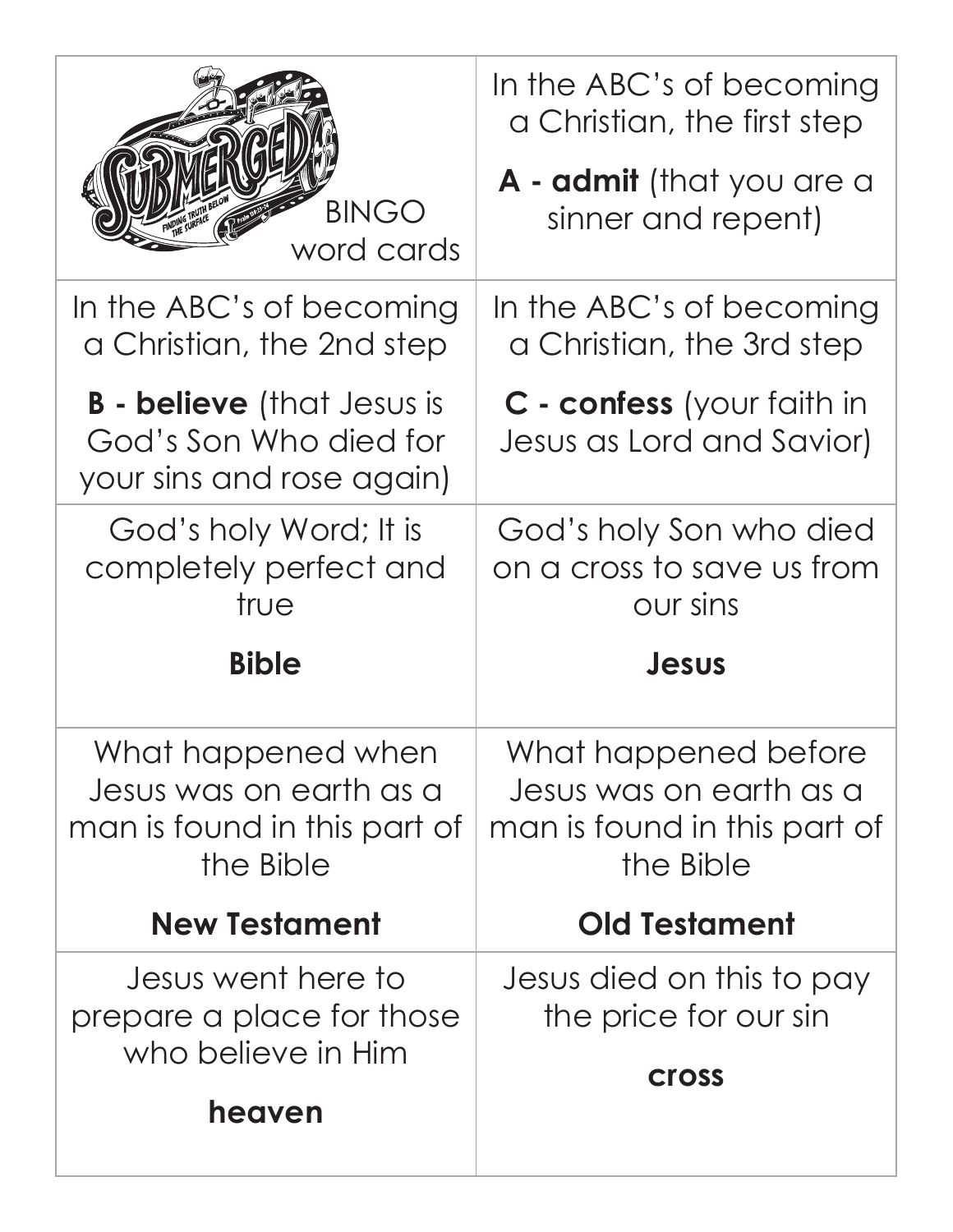| SUBMERGED — FINDING TRUTH BELOW THE SURFACE — Psalm 119:33-34 BINGO word cards | In the ABC's of becoming a Christian, the first step **A - admit** (that you are a sinner and repent) |
|---|---|
| In the ABC's of becoming a Christian, the 2nd step **B - believe** (that Jesus is God's Son Who died for your sins and rose again) | In the ABC's of becoming a Christian, the 3rd step **C - confess** (your faith in Jesus as Lord and Savior) |
| God's holy Word; It is completely perfect and true **Bible** | God's holy Son who died on a cross to save us from our sins **Jesus** |
| What happened when Jesus was on earth as a man is found in this part of the Bible **New Testament** | What happened before Jesus was on earth as a man is found in this part of the Bible **Old Testament** |
| Jesus went here to prepare a place for those who believe in Him **heaven** | Jesus died on this to pay the price for our sin **cross** |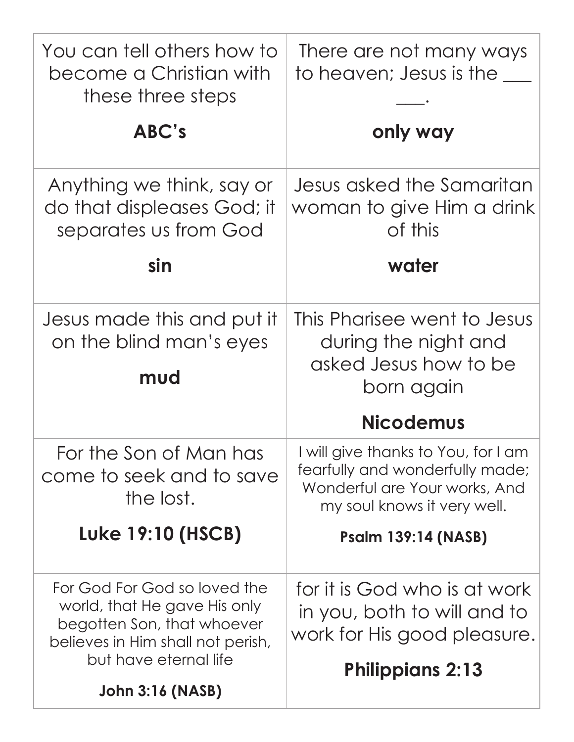| | |
|---|---|
| You can tell others how to become a Christian with these three steps<br><br>**ABC's** | There are not many ways to heaven; Jesus is the ___ ___.<br><br>**only way** |
| Anything we think, say or do that displeases God; it separates us from God<br><br>**sin** | Jesus asked the Samaritan woman to give Him a drink of this<br><br>**water** |
| Jesus made this and put it on the blind man's eyes<br><br>**mud** | This Pharisee went to Jesus during the night and asked Jesus how to be born again<br><br>**Nicodemus** |
| For the Son of Man has come to seek and to save the lost.<br><br>**Luke 19:10 (HSCB)** | I will give thanks to You, for I am fearfully and wonderfully made; Wonderful are Your works, And my soul knows it very well.<br><br>**Psalm 139:14 (NASB)** |
| For God For God so loved the world, that He gave His only begotten Son, that whoever believes in Him shall not perish, but have eternal life<br><br>**John 3:16 (NASB)** | for it is God who is at work in you, both to will and to work for His good pleasure.<br><br>**Philippians 2:13** |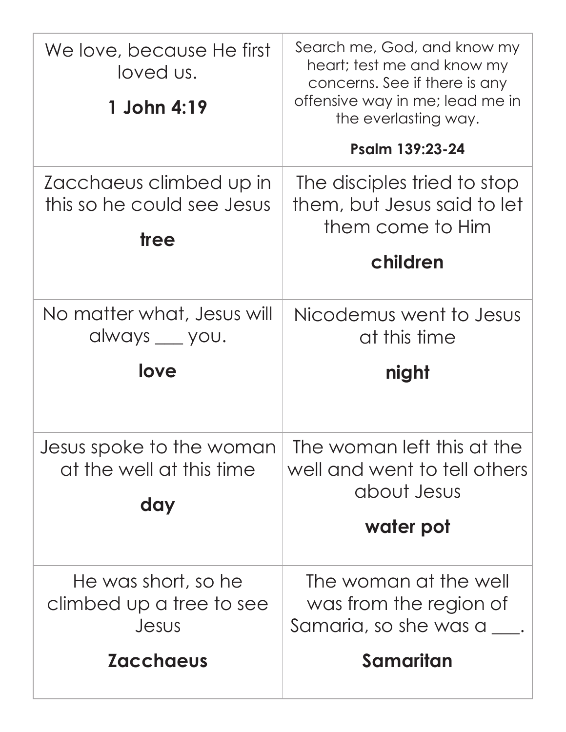| | |
|---|---|
| We love, because He first loved us.<br><br>**1 John 4:19** | Search me, God, and know my heart; test me and know my concerns. See if there is any offensive way in me; lead me in the everlasting way.<br><br>**Psalm 139:23-24** |
| Zacchaeus climbed up in this so he could see Jesus<br><br>**tree** | The disciples tried to stop them, but Jesus said to let them come to Him<br><br>**children** |
| No matter what, Jesus will always ___ you.<br><br>**love** | Nicodemus went to Jesus at this time<br><br>**night** |
| Jesus spoke to the woman at the well at this time<br><br>**day** | The woman left this at the well and went to tell others about Jesus<br><br>**water pot** |
| He was short, so he climbed up a tree to see Jesus<br><br>**Zacchaeus** | The woman at the well was from the region of Samaria, so she was a ___.<br><br>**Samaritan** |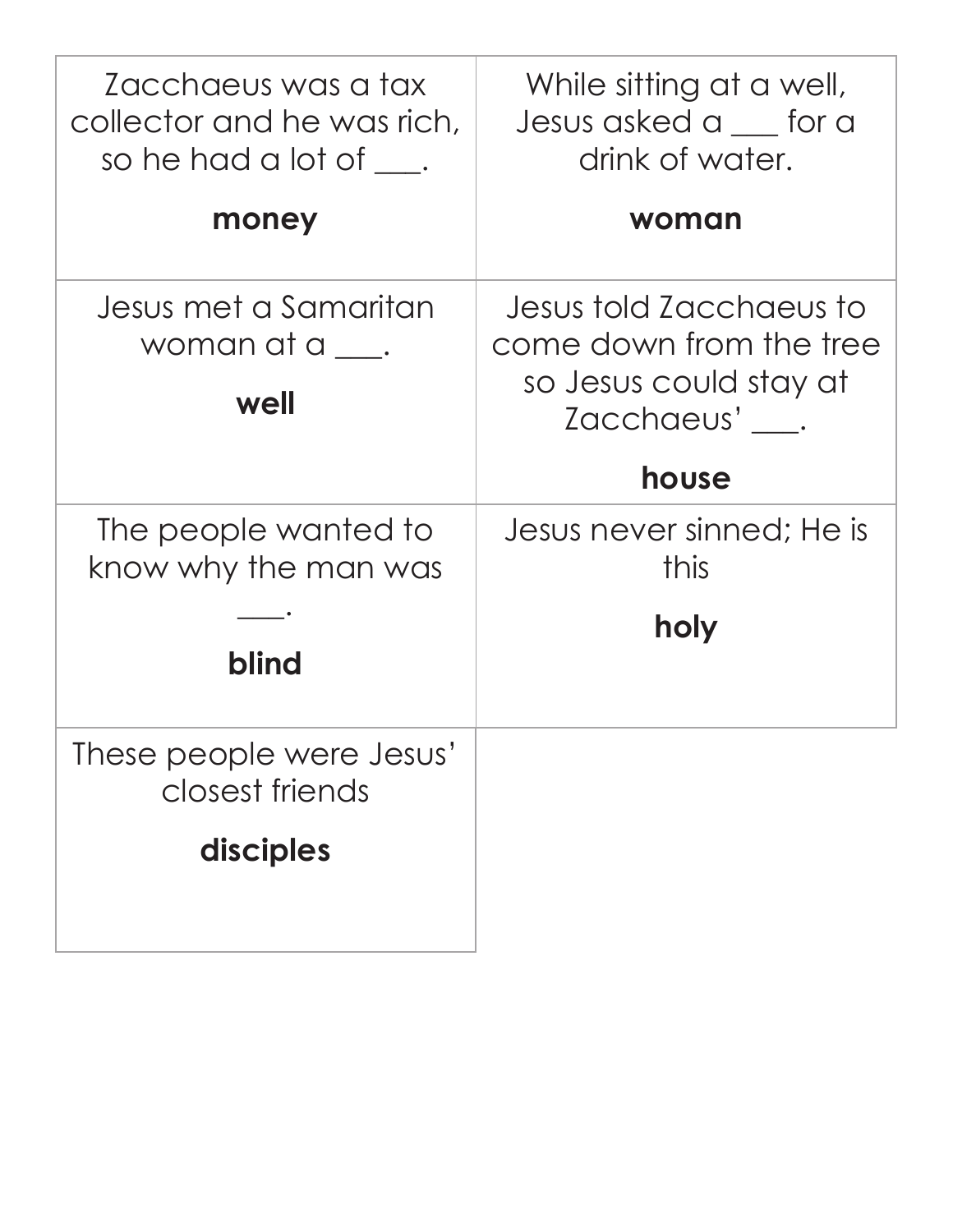| | |
|---|---|
| Zacchaeus was a tax collector and he was rich, so he had a lot of ___.<br><br>**money** | While sitting at a well, Jesus asked a ___ for a drink of water.<br><br>**woman** |
| Jesus met a Samaritan woman at a ___.<br><br>**well** | Jesus told Zacchaeus to come down from the tree so Jesus could stay at Zacchaeus' ___.<br><br>**house** |
| The people wanted to know why the man was ___.<br><br>**blind** | Jesus never sinned; He is this<br><br>**holy** |
| These people were Jesus' closest friends<br><br>**disciples** | |